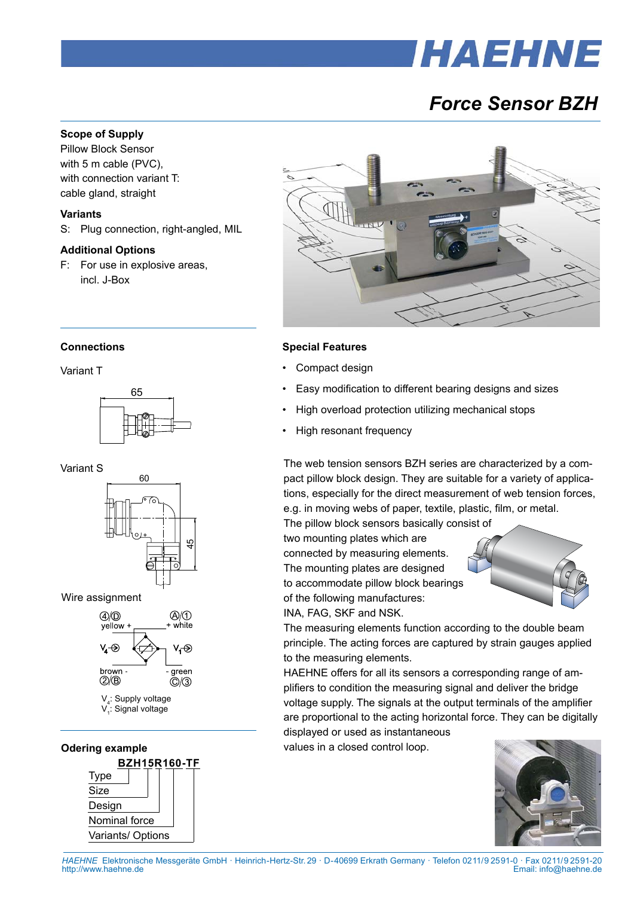# Force Sensor BZH

## Scope of Supply

Pillow Block Sensor
with 5 m cable (PVC),
with connection variant T:
cable gland, straight

## Variants

S: Plug connection, right-angled, MIL

## Additional Options

F: For use in explosive areas,
incl. J-Box

## Connections

Variant T

65

Variant S

60

45

Wire assignment

4/D yellow +

A/1 + white

$V_4$

$V_1$

brown - 2/B

- green C/3

$V_4$: Supply voltage
$V_1$: Signal voltage

## Odering example

**BZH15R160-TF**

- Type
- Size
- Design
- Nominal force
- Variants/ Options

## Special Features

- Compact design
- Easy modification to different bearing designs and sizes
- High overload protection utilizing mechanical stops
- High resonant frequency

The web tension sensors BZH series are characterized by a compact pillow block design. They are suitable for a variety of applications, especially for the direct measurement of web tension forces, e.g. in moving webs of paper, textile, plastic, film, or metal.

The pillow block sensors basically consist of two mounting plates which are connected by measuring elements. The mounting plates are designed to accommodate pillow block bearings of the following manufactures: INA, FAG, SKF and NSK.

The measuring elements function according to the double beam principle. The acting forces are captured by strain gauges applied to the measuring elements.

HAEHNE offers for all its sensors a corresponding range of amplifiers to condition the measuring signal and deliver the bridge voltage supply. The signals at the output terminals of the amplifier are proportional to the acting horizontal force. They can be digitally displayed or used as instantaneous values in a closed control loop.

*HAEHNE* Elektronische Messgeräte GmbH · Heinrich-Hertz-Str. 29 · D-40699 Erkrath Germany · Telefon 0211/9 2591-0 · Fax 0211/9 2591-20
http://www.haehne.de Email: info@haehne.de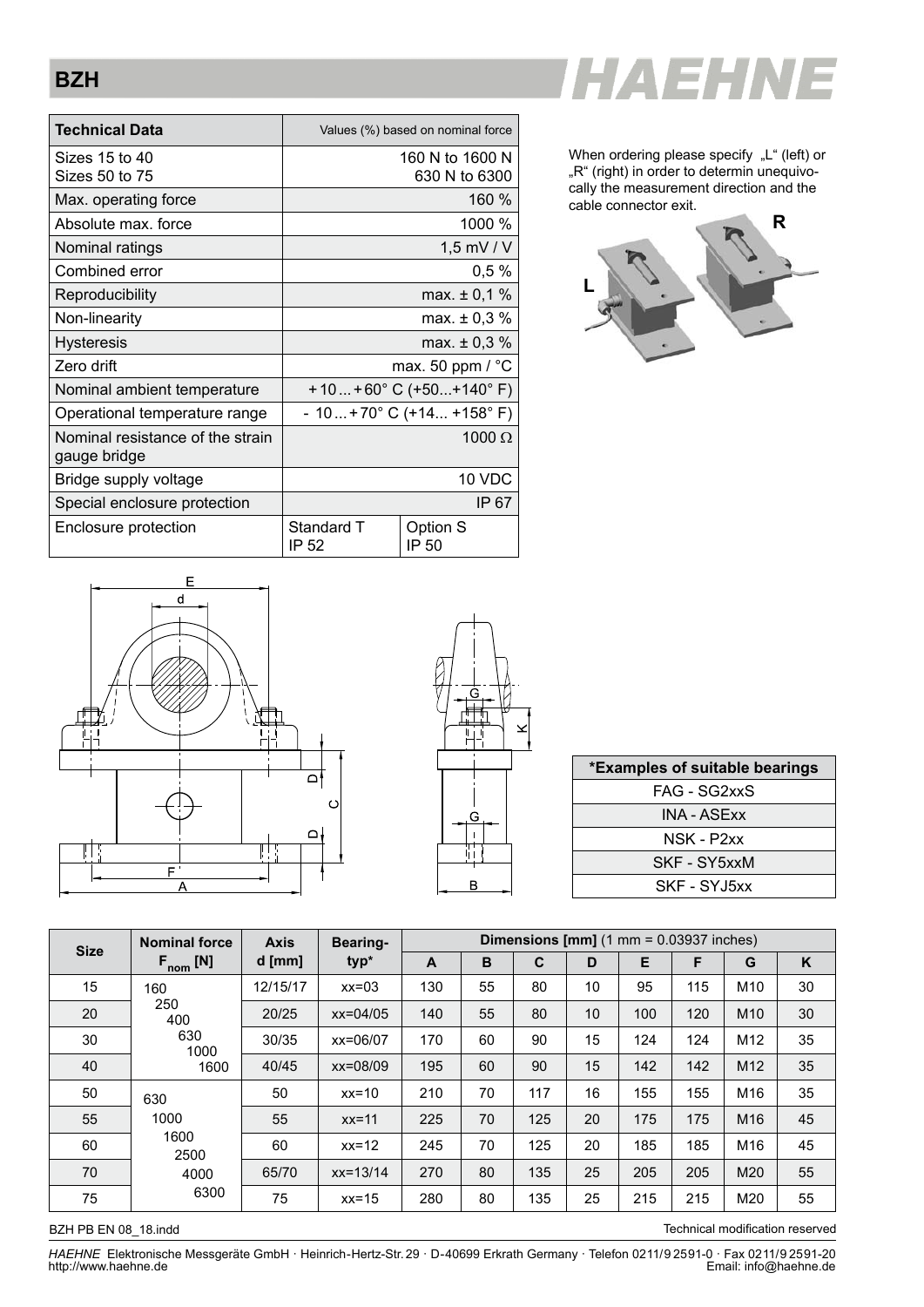# BZH

| Technical Data | Values (%) based on nominal force | |
|---|---|---|
| Sizes 15 to 40<br>Sizes 50 to 75 | 160 N to 1600 N<br>630 N to 6300 | |
| Max. operating force | 160 % | |
| Absolute max. force | 1000 % | |
| Nominal ratings | 1,5 mV / V | |
| Combined error | 0,5 % | |
| Reproducibility | max. ± 0,1 % | |
| Non-linearity | max. ± 0,3 % | |
| Hysteresis | max. ± 0,3 % | |
| Zero drift | max. 50 ppm / °C | |
| Nominal ambient temperature | + 10 ... + 60° C (+50...+140° F) | |
| Operational temperature range | - 10 ... + 70° C (+14... +158° F) | |
| Nominal resistance of the strain gauge bridge | 1000 Ω | |
| Bridge supply voltage | 10 VDC | |
| Special enclosure protection | IP 67 | |
| Enclosure protection | Standard T<br>IP 52 | Option S<br>IP 50 |

When ordering please specify „L“ (left) or „R“ (right) in order to determin unequivocally the measurement direction and the cable connector exit.

| *Examples of suitable bearings |
|---|
| FAG - SG2xxS |
| INA - ASExx |
| NSK - P2xx |
| SKF - SY5xxM |
| SKF - SYJ5xx |

| Size | Nominal force $F_{nom}$ [N] | Axis d [mm] | Bearing-typ* | Dimensions [mm] (1 mm = 0.03937 inches) | | | | | | | |
|---|---|---|---|---|---|---|---|---|---|---|---|
| | | | | A | B | C | D | E | F | G | K |
| 15 | 160 | 12/15/17 | xx=03 | 130 | 55 | 80 | 10 | 95 | 115 | M10 | 30 |
| 20 | 250<br>400 | 20/25 | xx=04/05 | 140 | 55 | 80 | 10 | 100 | 120 | M10 | 30 |
| 30 | 630<br>1000 | 30/35 | xx=06/07 | 170 | 60 | 90 | 15 | 124 | 124 | M12 | 35 |
| 40 | 1600 | 40/45 | xx=08/09 | 195 | 60 | 90 | 15 | 142 | 142 | M12 | 35 |
| 50 | 630 | 50 | xx=10 | 210 | 70 | 117 | 16 | 155 | 155 | M16 | 35 |
| 55 | 1000 | 55 | xx=11 | 225 | 70 | 125 | 20 | 175 | 175 | M16 | 45 |
| 60 | 1600<br>2500 | 60 | xx=12 | 245 | 70 | 125 | 20 | 185 | 185 | M16 | 45 |
| 70 | 4000 | 65/70 | xx=13/14 | 270 | 80 | 135 | 25 | 205 | 205 | M20 | 55 |
| 75 | 6300 | 75 | xx=15 | 280 | 80 | 135 | 25 | 215 | 215 | M20 | 55 |

BZH PB EN 08_18.indd

Technical modification reserved

*HAEHNE* Elektronische Messgeräte GmbH · Heinrich-Hertz-Str. 29 · D-40699 Erkrath Germany · Telefon 0211/9 2591-0 · Fax 0211/9 2591-20
http://www.haehne.de Email: info@haehne.de